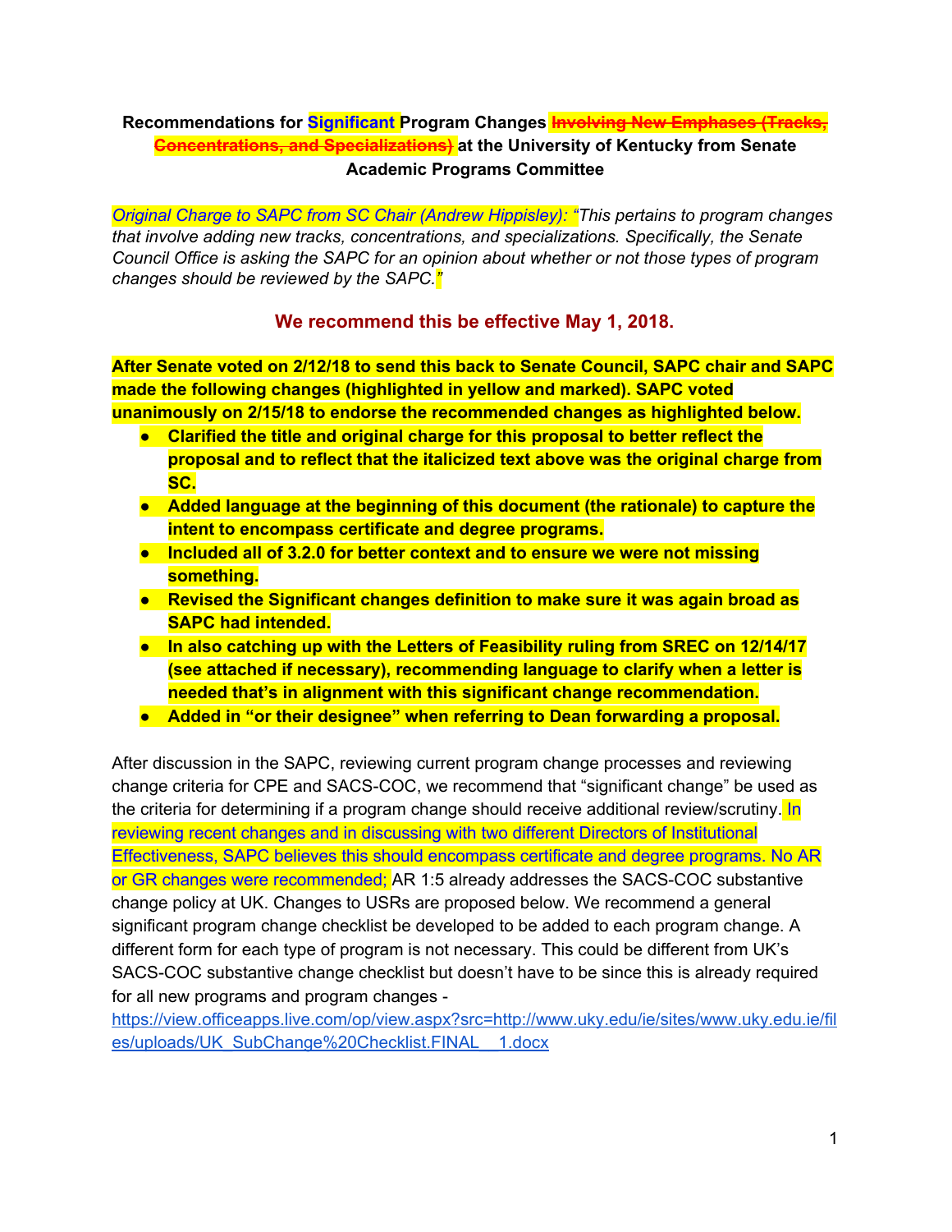**Recommendations for Significant Program Changes ~~Involving New Emphases (Tracks, Concentrations, and Specializations)~~ at the University of Kentucky from Senate Academic Programs Committee**

*Original Charge to SAPC from SC Chair (Andrew Hippisley): "This pertains to program changes that involve adding new tracks, concentrations, and specializations. Specifically, the Senate Council Office is asking the SAPC for an opinion about whether or not those types of program changes should be reviewed by the SAPC."*

## We recommend this be effective May 1, 2018.

**After Senate voted on 2/12/18 to send this back to Senate Council, SAPC chair and SAPC made the following changes (highlighted in yellow and marked). SAPC voted unanimously on 2/15/18 to endorse the recommended changes as highlighted below.**

- **Clarified the title and original charge for this proposal to better reflect the proposal and to reflect that the italicized text above was the original charge from SC.**
- **Added language at the beginning of this document (the rationale) to capture the intent to encompass certificate and degree programs.**
- **Included all of 3.2.0 for better context and to ensure we were not missing something.**
- **Revised the Significant changes definition to make sure it was again broad as SAPC had intended.**
- **In also catching up with the Letters of Feasibility ruling from SREC on 12/14/17 (see attached if necessary), recommending language to clarify when a letter is needed that's in alignment with this significant change recommendation.**
- **Added in "or their designee" when referring to Dean forwarding a proposal.**

After discussion in the SAPC, reviewing current program change processes and reviewing change criteria for CPE and SACS-COC, we recommend that "significant change" be used as the criteria for determining if a program change should receive additional review/scrutiny. In reviewing recent changes and in discussing with two different Directors of Institutional Effectiveness, SAPC believes this should encompass certificate and degree programs. No AR or GR changes were recommended; AR 1:5 already addresses the SACS-COC substantive change policy at UK. Changes to USRs are proposed below. We recommend a general significant program change checklist be developed to be added to each program change. A different form for each type of program is not necessary. This could be different from UK's SACS-COC substantive change checklist but doesn't have to be since this is already required for all new programs and program changes - https://view.officeapps.live.com/op/view.aspx?src=http://www.uky.edu/ie/sites/www.uky.edu.ie/files/uploads/UK_SubChange%20Checklist.FINAL__1.docx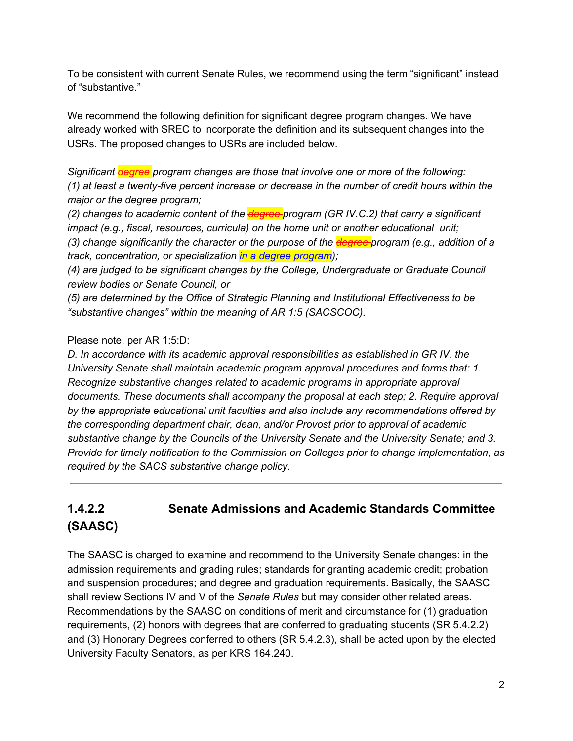To be consistent with current Senate Rules, we recommend using the term “significant” instead of “substantive.”

We recommend the following definition for significant degree program changes. We have already worked with SREC to incorporate the definition and its subsequent changes into the USRs. The proposed changes to USRs are included below.

*Significant ~~degree~~ program changes are those that involve one or more of the following:*
*(1) at least a twenty-five percent increase or decrease in the number of credit hours within the major or the degree program;*
*(2) changes to academic content of the ~~degree~~ program (GR IV.C.2) that carry a significant impact (e.g., fiscal, resources, curricula) on the home unit or another educational unit;*
*(3) change significantly the character or the purpose of the ~~degree~~ program (e.g., addition of a track, concentration, or specialization in a degree program);*
*(4) are judged to be significant changes by the College, Undergraduate or Graduate Council review bodies or Senate Council, or*
*(5) are determined by the Office of Strategic Planning and Institutional Effectiveness to be “substantive changes” within the meaning of AR 1:5 (SACSCOC).*

Please note, per AR 1:5:D:
*D. In accordance with its academic approval responsibilities as established in GR IV, the University Senate shall maintain academic program approval procedures and forms that: 1. Recognize substantive changes related to academic programs in appropriate approval documents. These documents shall accompany the proposal at each step; 2. Require approval by the appropriate educational unit faculties and also include any recommendations offered by the corresponding department chair, dean, and/or Provost prior to approval of academic substantive change by the Councils of the University Senate and the University Senate; and 3. Provide for timely notification to the Commission on Colleges prior to change implementation, as required by the SACS substantive change policy.*

---

## 1.4.2.2 Senate Admissions and Academic Standards Committee (SAASC)

The SAASC is charged to examine and recommend to the University Senate changes: in the admission requirements and grading rules; standards for granting academic credit; probation and suspension procedures; and degree and graduation requirements. Basically, the SAASC shall review Sections IV and V of the *Senate Rules* but may consider other related areas. Recommendations by the SAASC on conditions of merit and circumstance for (1) graduation requirements, (2) honors with degrees that are conferred to graduating students (SR 5.4.2.2) and (3) Honorary Degrees conferred to others (SR 5.4.2.3), shall be acted upon by the elected University Faculty Senators, as per KRS 164.240.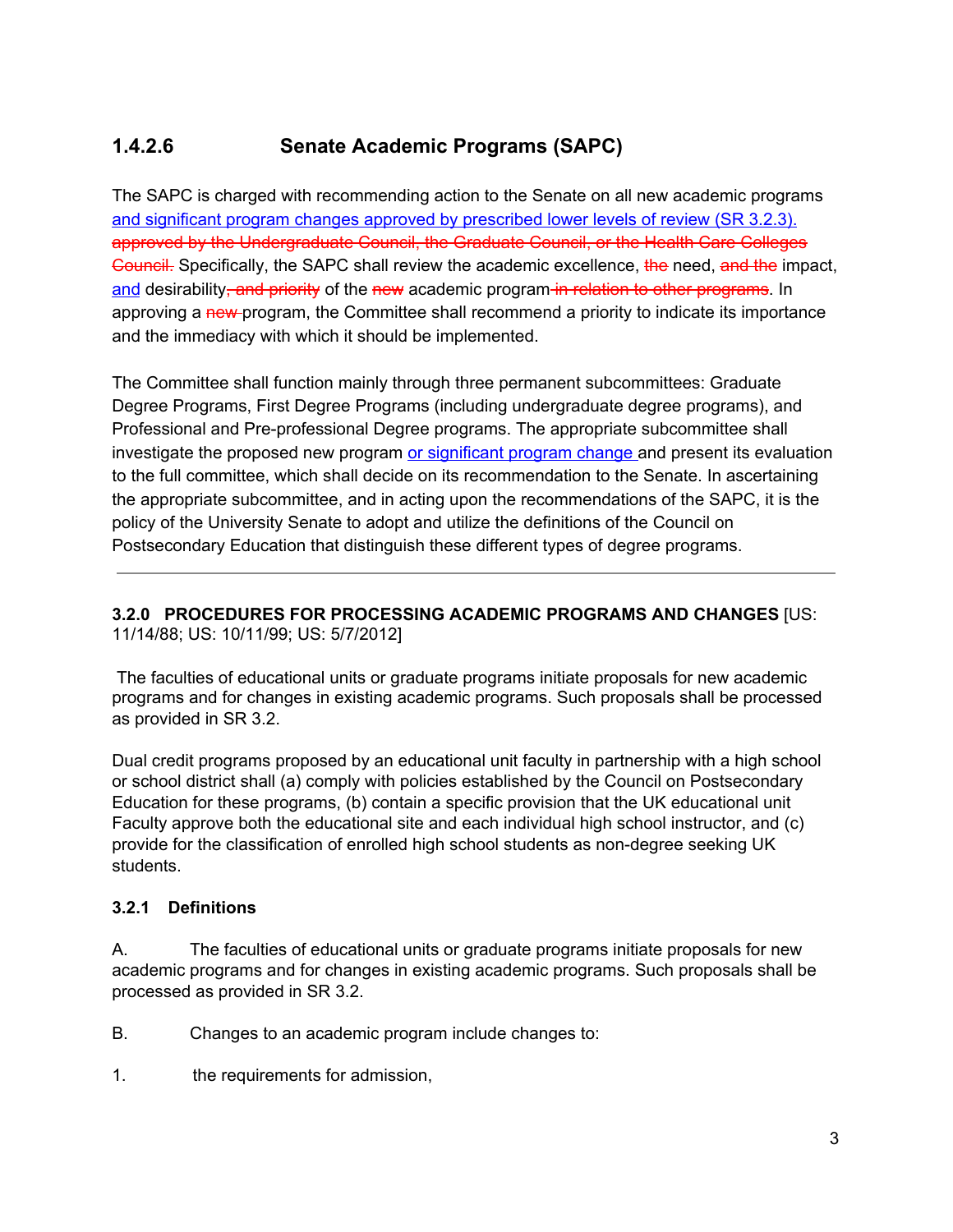### 1.4.2.6 Senate Academic Programs (SAPC)

The SAPC is charged with recommending action to the Senate on all new academic programs <u>and significant program changes approved by prescribed lower levels of review (SR 3.2.3).</u> ~~approved by the Undergraduate Council, the Graduate Council, or the Health Care Colleges Council.~~ Specifically, the SAPC shall review the academic excellence, ~~the~~ need, ~~and the~~ impact, <u>and</u> desirability~~, and priority~~ of the ~~new~~ academic program ~~in relation to other programs~~. In approving a ~~new~~ program, the Committee shall recommend a priority to indicate its importance and the immediacy with which it should be implemented.

The Committee shall function mainly through three permanent subcommittees: Graduate Degree Programs, First Degree Programs (including undergraduate degree programs), and Professional and Pre-professional Degree programs. The appropriate subcommittee shall investigate the proposed new program <u>or significant program change</u> and present its evaluation to the full committee, which shall decide on its recommendation to the Senate. In ascertaining the appropriate subcommittee, and in acting upon the recommendations of the SAPC, it is the policy of the University Senate to adopt and utilize the definitions of the Council on Postsecondary Education that distinguish these different types of degree programs.

---

**3.2.0 PROCEDURES FOR PROCESSING ACADEMIC PROGRAMS AND CHANGES** [US: 11/14/88; US: 10/11/99; US: 5/7/2012]

The faculties of educational units or graduate programs initiate proposals for new academic programs and for changes in existing academic programs. Such proposals shall be processed as provided in SR 3.2.

Dual credit programs proposed by an educational unit faculty in partnership with a high school or school district shall (a) comply with policies established by the Council on Postsecondary Education for these programs, (b) contain a specific provision that the UK educational unit Faculty approve both the educational site and each individual high school instructor, and (c) provide for the classification of enrolled high school students as non-degree seeking UK students.

**3.2.1 Definitions**

A. The faculties of educational units or graduate programs initiate proposals for new academic programs and for changes in existing academic programs. Such proposals shall be processed as provided in SR 3.2.

B. Changes to an academic program include changes to:

1. the requirements for admission,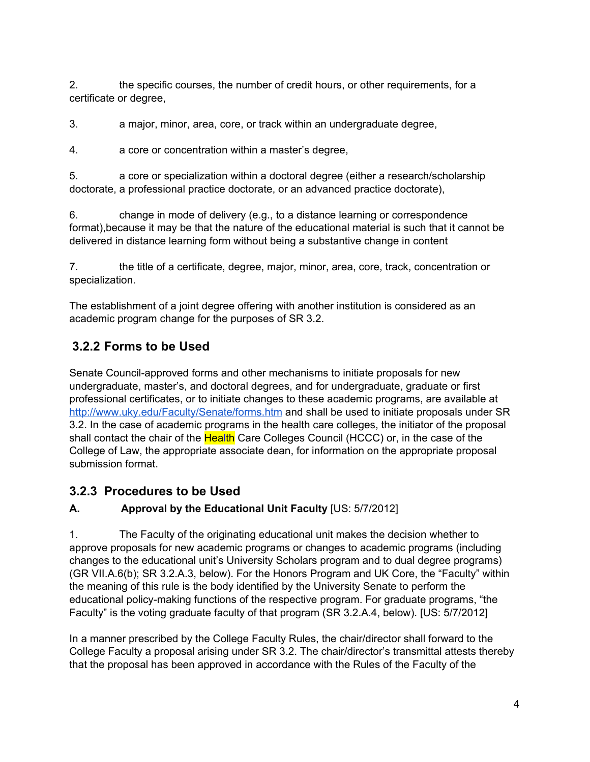2. the specific courses, the number of credit hours, or other requirements, for a certificate or degree,

3. a major, minor, area, core, or track within an undergraduate degree,

4. a core or concentration within a master's degree,

5. a core or specialization within a doctoral degree (either a research/scholarship doctorate, a professional practice doctorate, or an advanced practice doctorate),

6. change in mode of delivery (e.g., to a distance learning or correspondence format),because it may be that the nature of the educational material is such that it cannot be delivered in distance learning form without being a substantive change in content

7. the title of a certificate, degree, major, minor, area, core, track, concentration or specialization.

The establishment of a joint degree offering with another institution is considered as an academic program change for the purposes of SR 3.2.

## 3.2.2 Forms to be Used

Senate Council-approved forms and other mechanisms to initiate proposals for new undergraduate, master's, and doctoral degrees, and for undergraduate, graduate or first professional certificates, or to initiate changes to these academic programs, are available at http://www.uky.edu/Faculty/Senate/forms.htm and shall be used to initiate proposals under SR 3.2. In the case of academic programs in the health care colleges, the initiator of the proposal shall contact the chair of the Health Care Colleges Council (HCCC) or, in the case of the College of Law, the appropriate associate dean, for information on the appropriate proposal submission format.

## 3.2.3 Procedures to be Used

**A. Approval by the Educational Unit Faculty** [US: 5/7/2012]

1. The Faculty of the originating educational unit makes the decision whether to approve proposals for new academic programs or changes to academic programs (including changes to the educational unit's University Scholars program and to dual degree programs) (GR VII.A.6(b); SR 3.2.A.3, below). For the Honors Program and UK Core, the "Faculty" within the meaning of this rule is the body identified by the University Senate to perform the educational policy-making functions of the respective program. For graduate programs, "the Faculty" is the voting graduate faculty of that program (SR 3.2.A.4, below). [US: 5/7/2012]

In a manner prescribed by the College Faculty Rules, the chair/director shall forward to the College Faculty a proposal arising under SR 3.2. The chair/director's transmittal attests thereby that the proposal has been approved in accordance with the Rules of the Faculty of the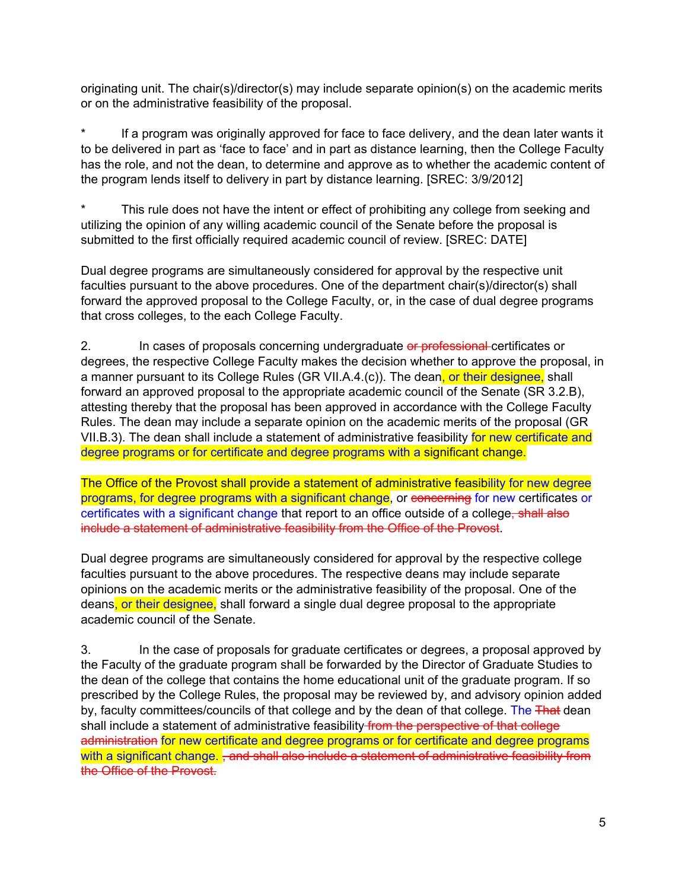originating unit. The chair(s)/director(s) may include separate opinion(s) on the academic merits or on the administrative feasibility of the proposal.

*     If a program was originally approved for face to face delivery, and the dean later wants it to be delivered in part as 'face to face' and in part as distance learning, then the College Faculty has the role, and not the dean, to determine and approve as to whether the academic content of the program lends itself to delivery in part by distance learning. [SREC: 3/9/2012]

*     This rule does not have the intent or effect of prohibiting any college from seeking and utilizing the opinion of any willing academic council of the Senate before the proposal is submitted to the first officially required academic council of review. [SREC: DATE]

Dual degree programs are simultaneously considered for approval by the respective unit faculties pursuant to the above procedures. One of the department chair(s)/director(s) shall forward the approved proposal to the College Faculty, or, in the case of dual degree programs that cross colleges, to the each College Faculty.

2.     In cases of proposals concerning undergraduate ~~or professional~~ certificates or degrees, the respective College Faculty makes the decision whether to approve the proposal, in a manner pursuant to its College Rules (GR VII.A.4.(c)). The dean, or their designee, shall forward an approved proposal to the appropriate academic council of the Senate (SR 3.2.B), attesting thereby that the proposal has been approved in accordance with the College Faculty Rules. The dean may include a separate opinion on the academic merits of the proposal (GR VII.B.3). The dean shall include a statement of administrative feasibility for new certificate and degree programs or for certificate and degree programs with a significant change.

The Office of the Provost shall provide a statement of administrative feasibility for new degree programs, for degree programs with a significant change, or ~~concerning~~ for new certificates or certificates with a significant change that report to an office outside of a college~~, shall also include a statement of administrative feasibility from the Office of the Provost~~.

Dual degree programs are simultaneously considered for approval by the respective college faculties pursuant to the above procedures. The respective deans may include separate opinions on the academic merits or the administrative feasibility of the proposal. One of the deans, or their designee, shall forward a single dual degree proposal to the appropriate academic council of the Senate.

3.     In the case of proposals for graduate certificates or degrees, a proposal approved by the Faculty of the graduate program shall be forwarded by the Director of Graduate Studies to the dean of the college that contains the home educational unit of the graduate program. If so prescribed by the College Rules, the proposal may be reviewed by, and advisory opinion added by, faculty committees/councils of that college and by the dean of that college. The ~~That~~ dean shall include a statement of administrative feasibility ~~from the perspective of that college administration~~ for new certificate and degree programs or for certificate and degree programs with a significant change. ~~, and shall also include a statement of administrative feasibility from the Office of the Provost.~~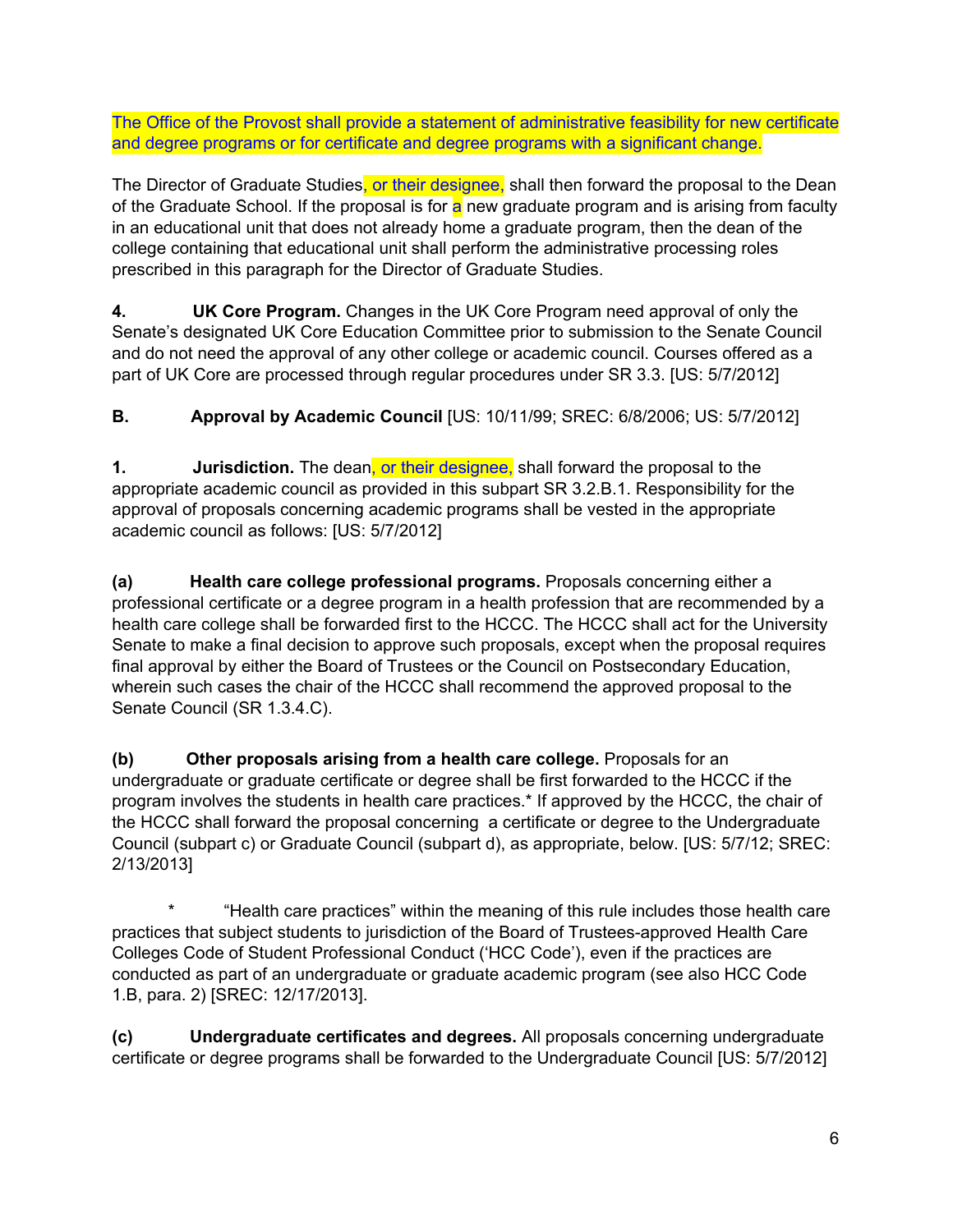The Office of the Provost shall provide a statement of administrative feasibility for new certificate and degree programs or for certificate and degree programs with a significant change.

The Director of Graduate Studies, or their designee, shall then forward the proposal to the Dean of the Graduate School. If the proposal is for a new graduate program and is arising from faculty in an educational unit that does not already home a graduate program, then the dean of the college containing that educational unit shall perform the administrative processing roles prescribed in this paragraph for the Director of Graduate Studies.

**4.** **UK Core Program.** Changes in the UK Core Program need approval of only the Senate's designated UK Core Education Committee prior to submission to the Senate Council and do not need the approval of any other college or academic council. Courses offered as a part of UK Core are processed through regular procedures under SR 3.3. [US: 5/7/2012]

**B.** **Approval by Academic Council** [US: 10/11/99; SREC: 6/8/2006; US: 5/7/2012]

**1.** **Jurisdiction.** The dean, or their designee, shall forward the proposal to the appropriate academic council as provided in this subpart SR 3.2.B.1. Responsibility for the approval of proposals concerning academic programs shall be vested in the appropriate academic council as follows: [US: 5/7/2012]

**(a)** **Health care college professional programs.** Proposals concerning either a professional certificate or a degree program in a health profession that are recommended by a health care college shall be forwarded first to the HCCC. The HCCC shall act for the University Senate to make a final decision to approve such proposals, except when the proposal requires final approval by either the Board of Trustees or the Council on Postsecondary Education, wherein such cases the chair of the HCCC shall recommend the approved proposal to the Senate Council (SR 1.3.4.C).

**(b)** **Other proposals arising from a health care college.** Proposals for an undergraduate or graduate certificate or degree shall be first forwarded to the HCCC if the program involves the students in health care practices.* If approved by the HCCC, the chair of the HCCC shall forward the proposal concerning a certificate or degree to the Undergraduate Council (subpart c) or Graduate Council (subpart d), as appropriate, below. [US: 5/7/12; SREC: 2/13/2013]

\* "Health care practices" within the meaning of this rule includes those health care practices that subject students to jurisdiction of the Board of Trustees-approved Health Care Colleges Code of Student Professional Conduct ('HCC Code'), even if the practices are conducted as part of an undergraduate or graduate academic program (see also HCC Code 1.B, para. 2) [SREC: 12/17/2013].

**(c)** **Undergraduate certificates and degrees.** All proposals concerning undergraduate certificate or degree programs shall be forwarded to the Undergraduate Council [US: 5/7/2012]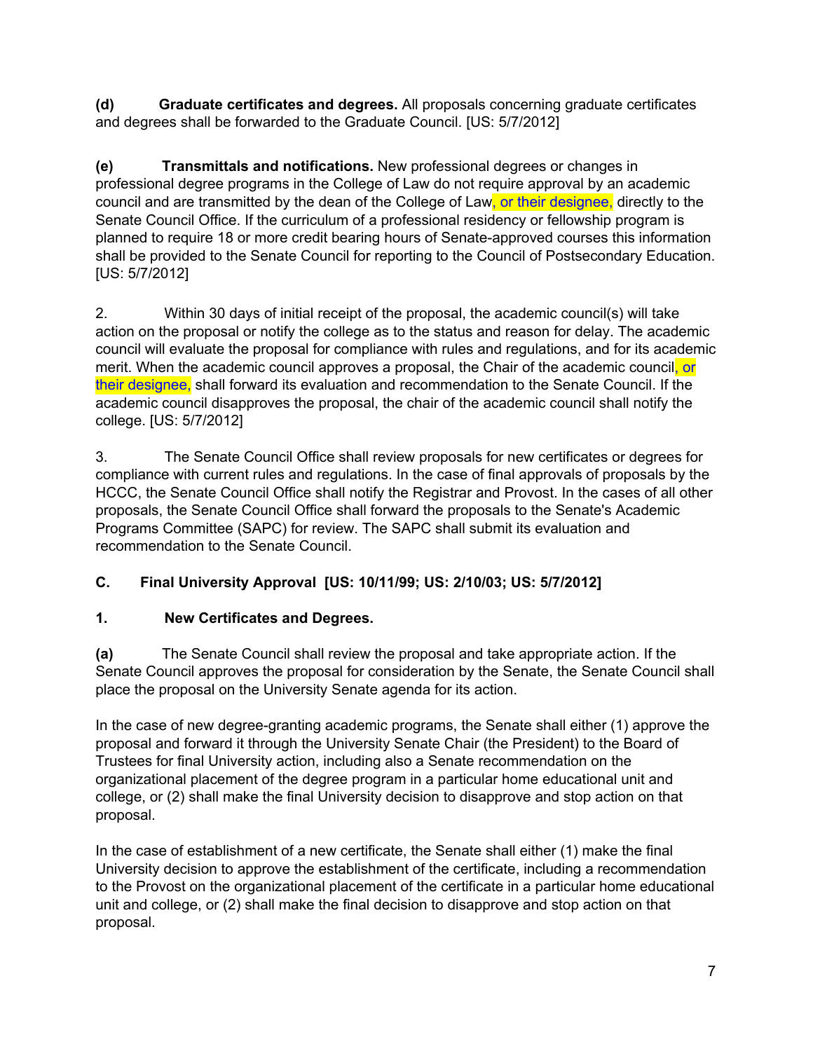**(d) Graduate certificates and degrees.** All proposals concerning graduate certificates and degrees shall be forwarded to the Graduate Council. [US: 5/7/2012]

**(e) Transmittals and notifications.** New professional degrees or changes in professional degree programs in the College of Law do not require approval by an academic council and are transmitted by the dean of the College of Law, or their designee, directly to the Senate Council Office. If the curriculum of a professional residency or fellowship program is planned to require 18 or more credit bearing hours of Senate-approved courses this information shall be provided to the Senate Council for reporting to the Council of Postsecondary Education. [US: 5/7/2012]

2. Within 30 days of initial receipt of the proposal, the academic council(s) will take action on the proposal or notify the college as to the status and reason for delay. The academic council will evaluate the proposal for compliance with rules and regulations, and for its academic merit. When the academic council approves a proposal, the Chair of the academic council, or their designee, shall forward its evaluation and recommendation to the Senate Council. If the academic council disapproves the proposal, the chair of the academic council shall notify the college. [US: 5/7/2012]

3. The Senate Council Office shall review proposals for new certificates or degrees for compliance with current rules and regulations. In the case of final approvals of proposals by the HCCC, the Senate Council Office shall notify the Registrar and Provost. In the cases of all other proposals, the Senate Council Office shall forward the proposals to the Senate's Academic Programs Committee (SAPC) for review. The SAPC shall submit its evaluation and recommendation to the Senate Council.

**C. Final University Approval [US: 10/11/99; US: 2/10/03; US: 5/7/2012]**

**1. New Certificates and Degrees.**

**(a)** The Senate Council shall review the proposal and take appropriate action. If the Senate Council approves the proposal for consideration by the Senate, the Senate Council shall place the proposal on the University Senate agenda for its action.

In the case of new degree-granting academic programs, the Senate shall either (1) approve the proposal and forward it through the University Senate Chair (the President) to the Board of Trustees for final University action, including also a Senate recommendation on the organizational placement of the degree program in a particular home educational unit and college, or (2) shall make the final University decision to disapprove and stop action on that proposal.

In the case of establishment of a new certificate, the Senate shall either (1) make the final University decision to approve the establishment of the certificate, including a recommendation to the Provost on the organizational placement of the certificate in a particular home educational unit and college, or (2) shall make the final decision to disapprove and stop action on that proposal.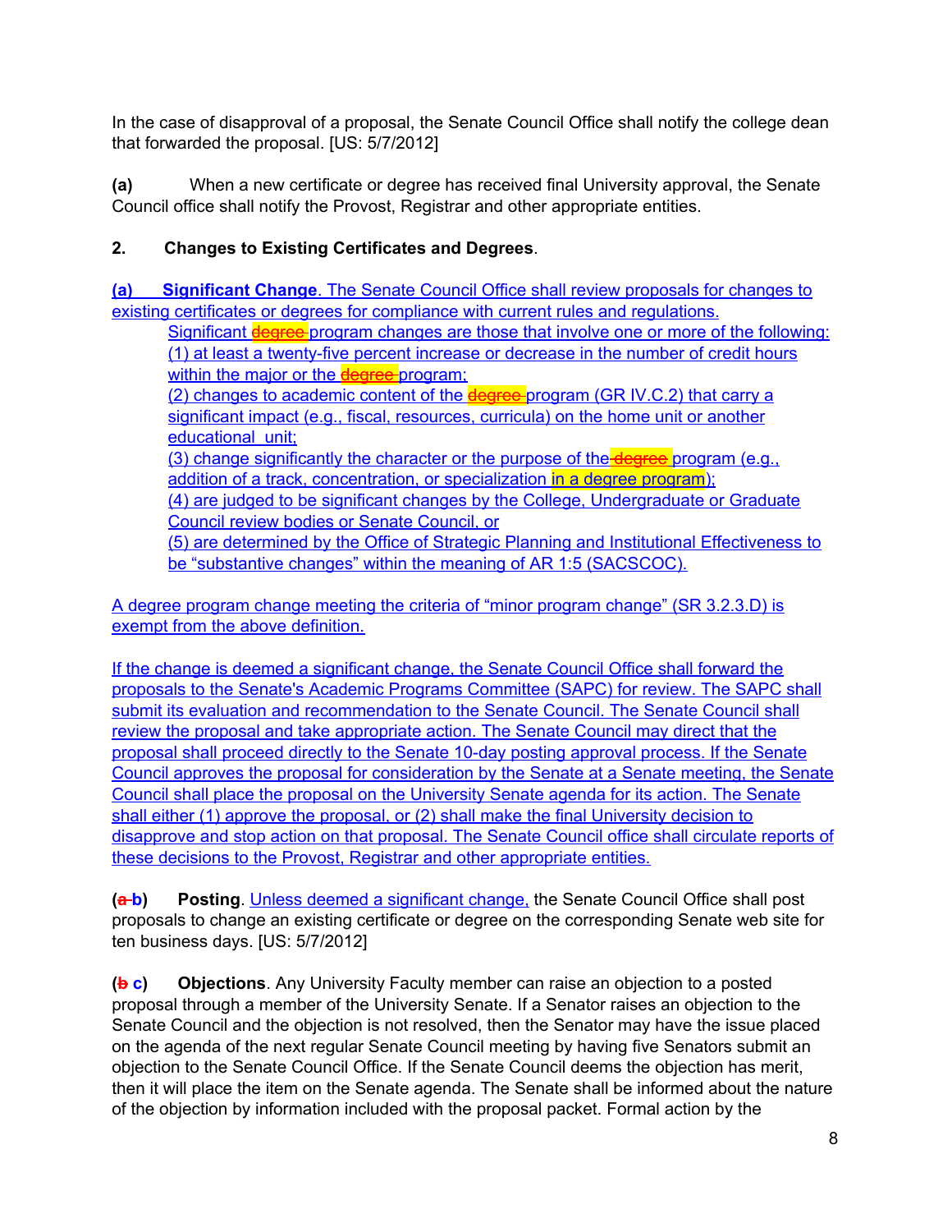In the case of disapproval of a proposal, the Senate Council Office shall notify the college dean that forwarded the proposal. [US: 5/7/2012]

**(a)** When a new certificate or degree has received final University approval, the Senate Council office shall notify the Provost, Registrar and other appropriate entities.

**2. Changes to Existing Certificates and Degrees**.

**(a) Significant Change**. The Senate Council Office shall review proposals for changes to existing certificates or degrees for compliance with current rules and regulations.

Significant ~~degree~~ program changes are those that involve one or more of the following:
(1) at least a twenty-five percent increase or decrease in the number of credit hours within the major or the ~~degree~~ program;
(2) changes to academic content of the ~~degree~~ program (GR IV.C.2) that carry a significant impact (e.g., fiscal, resources, curricula) on the home unit or another educational unit;
(3) change significantly the character or the purpose of the ~~degree~~ program (e.g., addition of a track, concentration, or specialization in a degree program);
(4) are judged to be significant changes by the College, Undergraduate or Graduate Council review bodies or Senate Council, or
(5) are determined by the Office of Strategic Planning and Institutional Effectiveness to be "substantive changes" within the meaning of AR 1:5 (SACSCOC).

A degree program change meeting the criteria of "minor program change" (SR 3.2.3.D) is exempt from the above definition.

If the change is deemed a significant change, the Senate Council Office shall forward the proposals to the Senate's Academic Programs Committee (SAPC) for review. The SAPC shall submit its evaluation and recommendation to the Senate Council. The Senate Council shall review the proposal and take appropriate action. The Senate Council may direct that the proposal shall proceed directly to the Senate 10-day posting approval process. If the Senate Council approves the proposal for consideration by the Senate at a Senate meeting, the Senate Council shall place the proposal on the University Senate agenda for its action. The Senate shall either (1) approve the proposal, or (2) shall make the final University decision to disapprove and stop action on that proposal. The Senate Council office shall circulate reports of these decisions to the Provost, Registrar and other appropriate entities.

**(~~a~~ b) Posting**. Unless deemed a significant change, the Senate Council Office shall post proposals to change an existing certificate or degree on the corresponding Senate web site for ten business days. [US: 5/7/2012]

**(~~b~~ c) Objections**. Any University Faculty member can raise an objection to a posted proposal through a member of the University Senate. If a Senator raises an objection to the Senate Council and the objection is not resolved, then the Senator may have the issue placed on the agenda of the next regular Senate Council meeting by having five Senators submit an objection to the Senate Council Office. If the Senate Council deems the objection has merit, then it will place the item on the Senate agenda. The Senate shall be informed about the nature of the objection by information included with the proposal packet. Formal action by the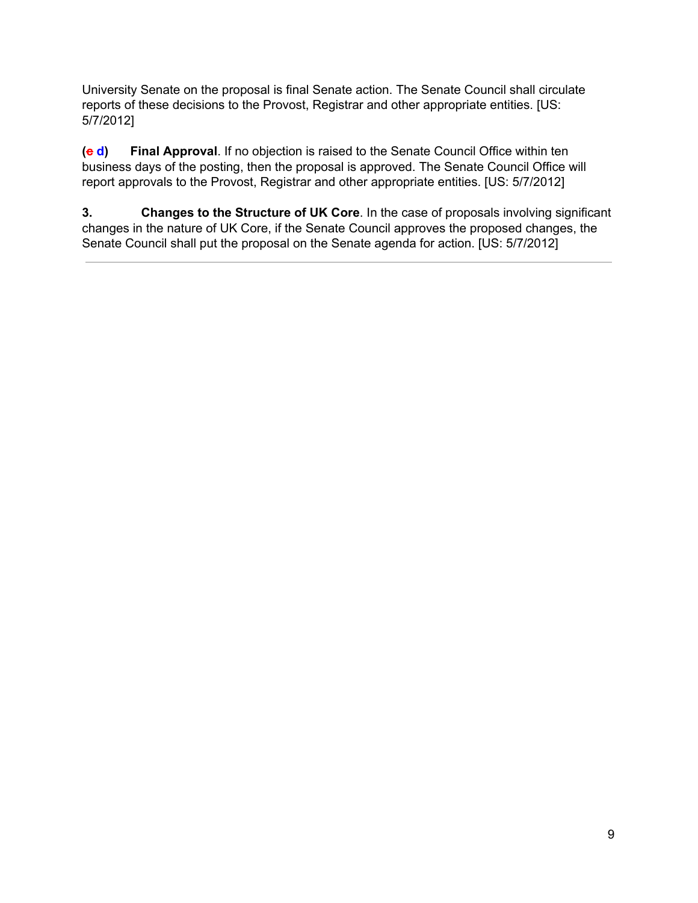University Senate on the proposal is final Senate action. The Senate Council shall circulate reports of these decisions to the Provost, Registrar and other appropriate entities. [US: 5/7/2012]

**(~~c~~ d)** **Final Approval**. If no objection is raised to the Senate Council Office within ten business days of the posting, then the proposal is approved. The Senate Council Office will report approvals to the Provost, Registrar and other appropriate entities. [US: 5/7/2012]

**3.** **Changes to the Structure of UK Core**. In the case of proposals involving significant changes in the nature of UK Core, if the Senate Council approves the proposed changes, the Senate Council shall put the proposal on the Senate agenda for action. [US: 5/7/2012]

---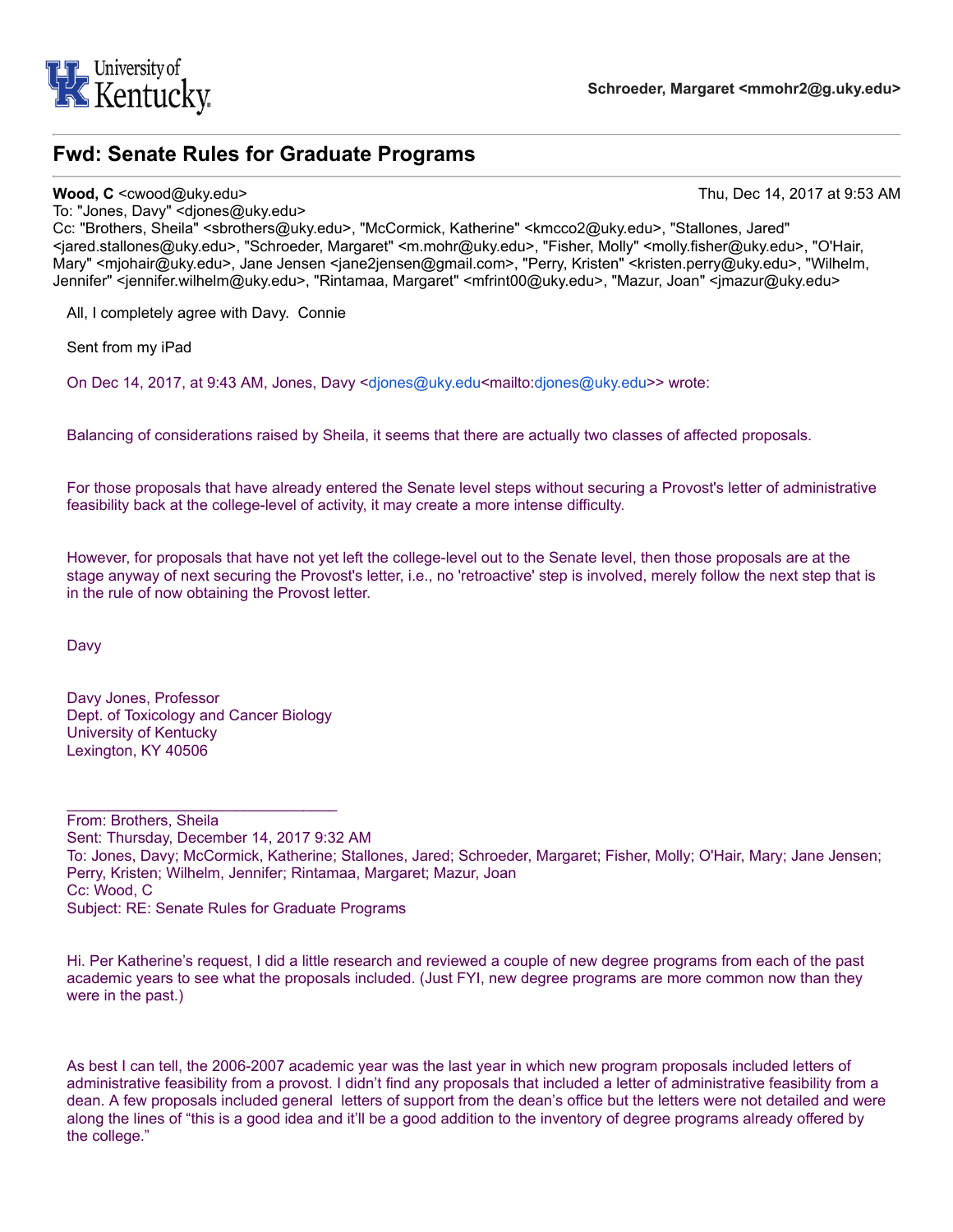University of Kentucky

**Schroeder, Margaret <mmohr2@g.uky.edu>**

---

## Fwd: Senate Rules for Graduate Programs

---

**Wood, C** <cwood@uky.edu> Thu, Dec 14, 2017 at 9:53 AM
To: "Jones, Davy" <djones@uky.edu>
Cc: "Brothers, Sheila" <sbrothers@uky.edu>, "McCormick, Katherine" <kmcco2@uky.edu>, "Stallones, Jared" <jared.stallones@uky.edu>, "Schroeder, Margaret" <m.mohr@uky.edu>, "Fisher, Molly" <molly.fisher@uky.edu>, "O'Hair, Mary" <mjohair@uky.edu>, Jane Jensen <jane2jensen@gmail.com>, "Perry, Kristen" <kristen.perry@uky.edu>, "Wilhelm, Jennifer" <jennifer.wilhelm@uky.edu>, "Rintamaa, Margaret" <mfrint00@uky.edu>, "Mazur, Joan" <jmazur@uky.edu>

All, I completely agree with Davy. Connie

Sent from my iPad

On Dec 14, 2017, at 9:43 AM, Jones, Davy <djones@uky.edu<mailto:djones@uky.edu>> wrote:

Balancing of considerations raised by Sheila, it seems that there are actually two classes of affected proposals.

For those proposals that have already entered the Senate level steps without securing a Provost's letter of administrative feasibility back at the college-level of activity, it may create a more intense difficulty.

However, for proposals that have not yet left the college-level out to the Senate level, then those proposals are at the stage anyway of next securing the Provost's letter, i.e., no 'retroactive' step is involved, merely follow the next step that is in the rule of now obtaining the Provost letter.

Davy

Davy Jones, Professor
Dept. of Toxicology and Cancer Biology
University of Kentucky
Lexington, KY 40506

________________________________
From: Brothers, Sheila
Sent: Thursday, December 14, 2017 9:32 AM
To: Jones, Davy; McCormick, Katherine; Stallones, Jared; Schroeder, Margaret; Fisher, Molly; O'Hair, Mary; Jane Jensen; Perry, Kristen; Wilhelm, Jennifer; Rintamaa, Margaret; Mazur, Joan
Cc: Wood, C
Subject: RE: Senate Rules for Graduate Programs

Hi. Per Katherine's request, I did a little research and reviewed a couple of new degree programs from each of the past academic years to see what the proposals included. (Just FYI, new degree programs are more common now than they were in the past.)

As best I can tell, the 2006-2007 academic year was the last year in which new program proposals included letters of administrative feasibility from a provost. I didn't find any proposals that included a letter of administrative feasibility from a dean. A few proposals included general letters of support from the dean's office but the letters were not detailed and were along the lines of "this is a good idea and it'll be a good addition to the inventory of degree programs already offered by the college."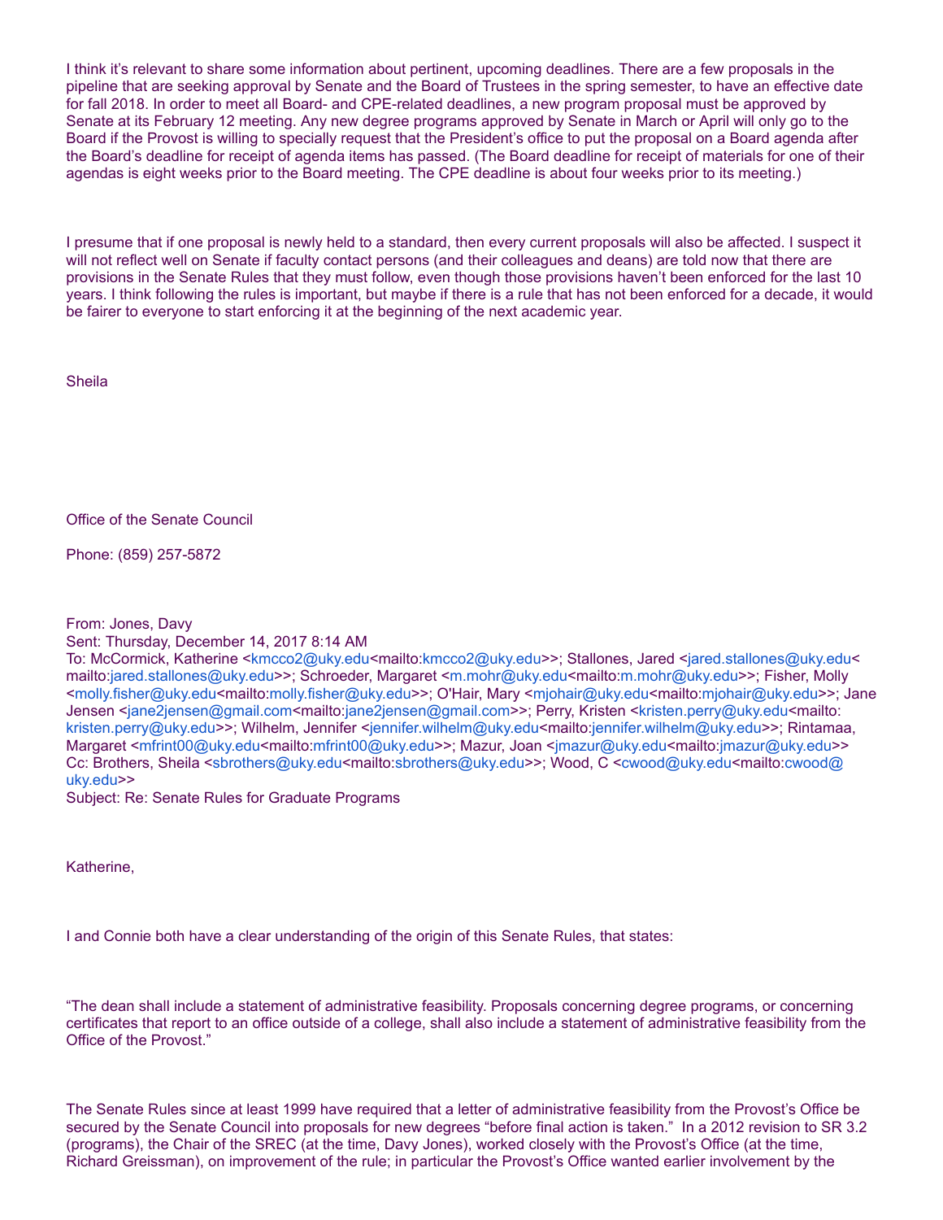I think it's relevant to share some information about pertinent, upcoming deadlines. There are a few proposals in the pipeline that are seeking approval by Senate and the Board of Trustees in the spring semester, to have an effective date for fall 2018. In order to meet all Board- and CPE-related deadlines, a new program proposal must be approved by Senate at its February 12 meeting. Any new degree programs approved by Senate in March or April will only go to the Board if the Provost is willing to specially request that the President's office to put the proposal on a Board agenda after the Board's deadline for receipt of agenda items has passed. (The Board deadline for receipt of materials for one of their agendas is eight weeks prior to the Board meeting. The CPE deadline is about four weeks prior to its meeting.)

I presume that if one proposal is newly held to a standard, then every current proposals will also be affected. I suspect it will not reflect well on Senate if faculty contact persons (and their colleagues and deans) are told now that there are provisions in the Senate Rules that they must follow, even though those provisions haven't been enforced for the last 10 years. I think following the rules is important, but maybe if there is a rule that has not been enforced for a decade, it would be fairer to everyone to start enforcing it at the beginning of the next academic year.

Sheila

Office of the Senate Council

Phone: (859) 257-5872

From: Jones, Davy
Sent: Thursday, December 14, 2017 8:14 AM
To: McCormick, Katherine <kmcco2@uky.edu<mailto:kmcco2@uky.edu>>; Stallones, Jared <jared.stallones@uky.edu<mailto:jared.stallones@uky.edu>>; Schroeder, Margaret <m.mohr@uky.edu<mailto:m.mohr@uky.edu>>; Fisher, Molly <molly.fisher@uky.edu<mailto:molly.fisher@uky.edu>>; O'Hair, Mary <mjohair@uky.edu<mailto:mjohair@uky.edu>>; Jane Jensen <jane2jensen@gmail.com<mailto:jane2jensen@gmail.com>>; Perry, Kristen <kristen.perry@uky.edu<mailto:kristen.perry@uky.edu>>; Wilhelm, Jennifer <jennifer.wilhelm@uky.edu<mailto:jennifer.wilhelm@uky.edu>>; Rintamaa, Margaret <mfrint00@uky.edu<mailto:mfrint00@uky.edu>>; Mazur, Joan <jmazur@uky.edu<mailto:jmazur@uky.edu>>
Cc: Brothers, Sheila <sbrothers@uky.edu<mailto:sbrothers@uky.edu>>; Wood, C <cwood@uky.edu<mailto:cwood@uky.edu>>
Subject: Re: Senate Rules for Graduate Programs

Katherine,

I and Connie both have a clear understanding of the origin of this Senate Rules, that states:

"The dean shall include a statement of administrative feasibility. Proposals concerning degree programs, or concerning certificates that report to an office outside of a college, shall also include a statement of administrative feasibility from the Office of the Provost."

The Senate Rules since at least 1999 have required that a letter of administrative feasibility from the Provost's Office be secured by the Senate Council into proposals for new degrees "before final action is taken." In a 2012 revision to SR 3.2 (programs), the Chair of the SREC (at the time, Davy Jones), worked closely with the Provost's Office (at the time, Richard Greissman), on improvement of the rule; in particular the Provost's Office wanted earlier involvement by the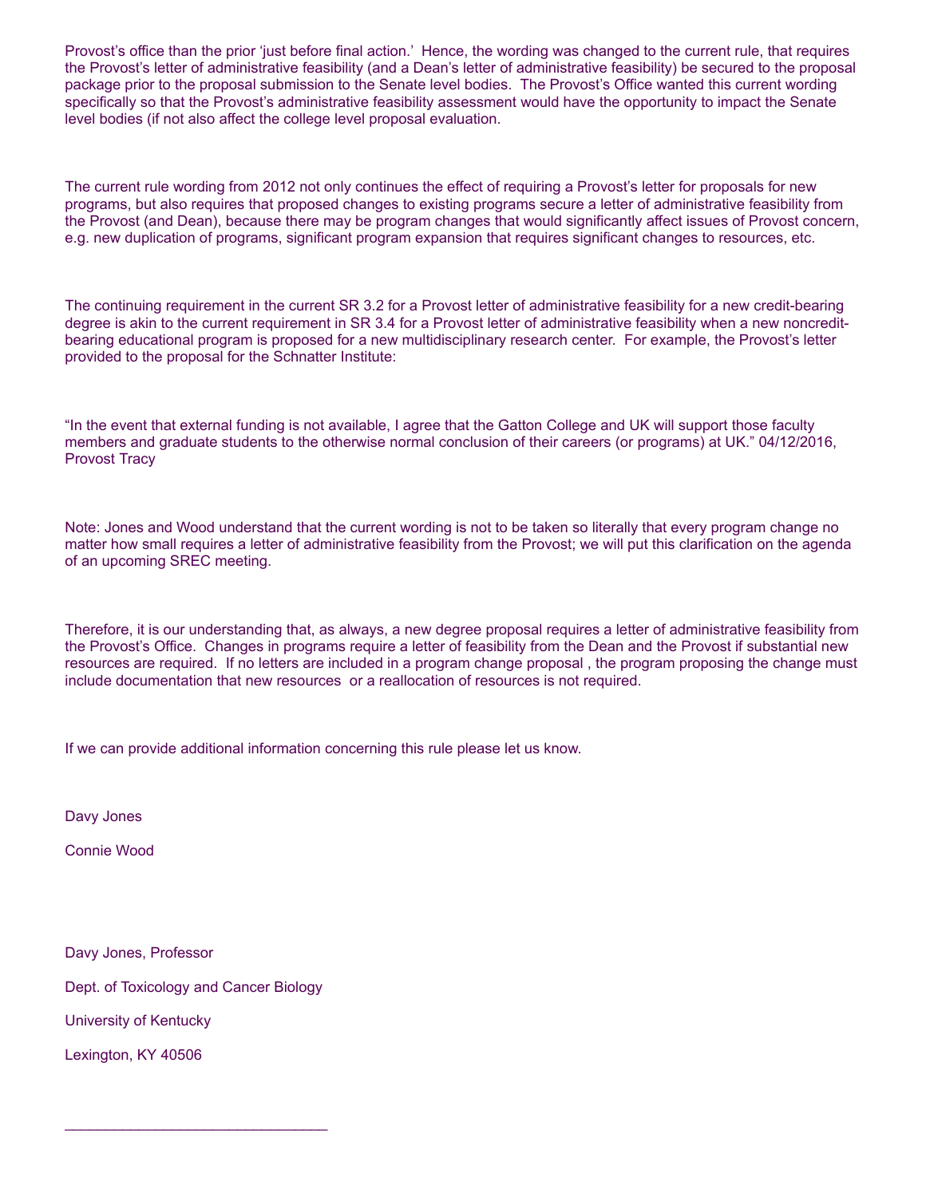Provost's office than the prior 'just before final action.' Hence, the wording was changed to the current rule, that requires the Provost's letter of administrative feasibility (and a Dean's letter of administrative feasibility) be secured to the proposal package prior to the proposal submission to the Senate level bodies. The Provost's Office wanted this current wording specifically so that the Provost's administrative feasibility assessment would have the opportunity to impact the Senate level bodies (if not also affect the college level proposal evaluation.

The current rule wording from 2012 not only continues the effect of requiring a Provost's letter for proposals for new programs, but also requires that proposed changes to existing programs secure a letter of administrative feasibility from the Provost (and Dean), because there may be program changes that would significantly affect issues of Provost concern, e.g. new duplication of programs, significant program expansion that requires significant changes to resources, etc.

The continuing requirement in the current SR 3.2 for a Provost letter of administrative feasibility for a new credit-bearing degree is akin to the current requirement in SR 3.4 for a Provost letter of administrative feasibility when a new noncredit-bearing educational program is proposed for a new multidisciplinary research center. For example, the Provost's letter provided to the proposal for the Schnatter Institute:

"In the event that external funding is not available, I agree that the Gatton College and UK will support those faculty members and graduate students to the otherwise normal conclusion of their careers (or programs) at UK." 04/12/2016, Provost Tracy

Note: Jones and Wood understand that the current wording is not to be taken so literally that every program change no matter how small requires a letter of administrative feasibility from the Provost; we will put this clarification on the agenda of an upcoming SREC meeting.

Therefore, it is our understanding that, as always, a new degree proposal requires a letter of administrative feasibility from the Provost's Office. Changes in programs require a letter of feasibility from the Dean and the Provost if substantial new resources are required. If no letters are included in a program change proposal , the program proposing the change must include documentation that new resources or a reallocation of resources is not required.

If we can provide additional information concerning this rule please let us know.

Davy Jones

Connie Wood

Davy Jones, Professor

Dept. of Toxicology and Cancer Biology

University of Kentucky

Lexington, KY 40506

\_\_\_\_\_\_\_\_\_\_\_\_\_\_\_\_\_\_\_\_\_\_\_\_\_\_\_\_\_\_\_\_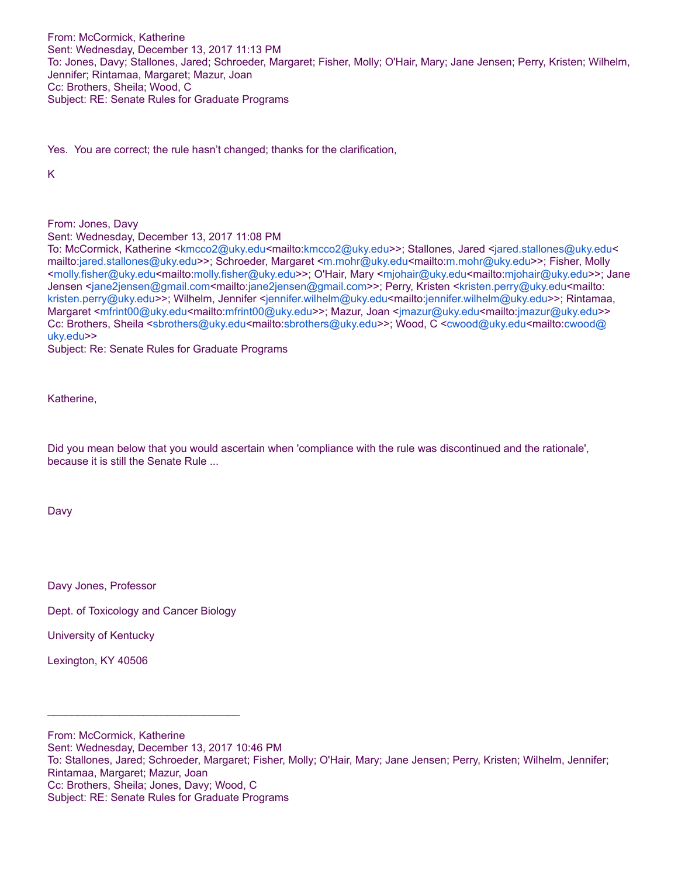From: McCormick, Katherine
Sent: Wednesday, December 13, 2017 11:13 PM
To: Jones, Davy; Stallones, Jared; Schroeder, Margaret; Fisher, Molly; O'Hair, Mary; Jane Jensen; Perry, Kristen; Wilhelm, Jennifer; Rintamaa, Margaret; Mazur, Joan
Cc: Brothers, Sheila; Wood, C
Subject: RE: Senate Rules for Graduate Programs

Yes. You are correct; the rule hasn't changed; thanks for the clarification,

K

From: Jones, Davy
Sent: Wednesday, December 13, 2017 11:08 PM
To: McCormick, Katherine <kmcco2@uky.edu<mailto:kmcco2@uky.edu>>; Stallones, Jared <jared.stallones@uky.edu<mailto:jared.stallones@uky.edu>>; Schroeder, Margaret <m.mohr@uky.edu<mailto:m.mohr@uky.edu>>; Fisher, Molly <molly.fisher@uky.edu<mailto:molly.fisher@uky.edu>>; O'Hair, Mary <mjohair@uky.edu<mailto:mjohair@uky.edu>>; Jane Jensen <jane2jensen@gmail.com<mailto:jane2jensen@gmail.com>>; Perry, Kristen <kristen.perry@uky.edu<mailto:kristen.perry@uky.edu>>; Wilhelm, Jennifer <jennifer.wilhelm@uky.edu<mailto:jennifer.wilhelm@uky.edu>>; Rintamaa, Margaret <mfrint00@uky.edu<mailto:mfrint00@uky.edu>>; Mazur, Joan <jmazur@uky.edu<mailto:jmazur@uky.edu>>
Cc: Brothers, Sheila <sbrothers@uky.edu<mailto:sbrothers@uky.edu>>; Wood, C <cwood@uky.edu<mailto:cwood@uky.edu>>
Subject: Re: Senate Rules for Graduate Programs

Katherine,

Did you mean below that you would ascertain when 'compliance with the rule was discontinued and the rationale', because it is still the Senate Rule ...

Davy

Davy Jones, Professor

Dept. of Toxicology and Cancer Biology

University of Kentucky

Lexington, KY 40506

---

From: McCormick, Katherine
Sent: Wednesday, December 13, 2017 10:46 PM
To: Stallones, Jared; Schroeder, Margaret; Fisher, Molly; O'Hair, Mary; Jane Jensen; Perry, Kristen; Wilhelm, Jennifer; Rintamaa, Margaret; Mazur, Joan
Cc: Brothers, Sheila; Jones, Davy; Wood, C
Subject: RE: Senate Rules for Graduate Programs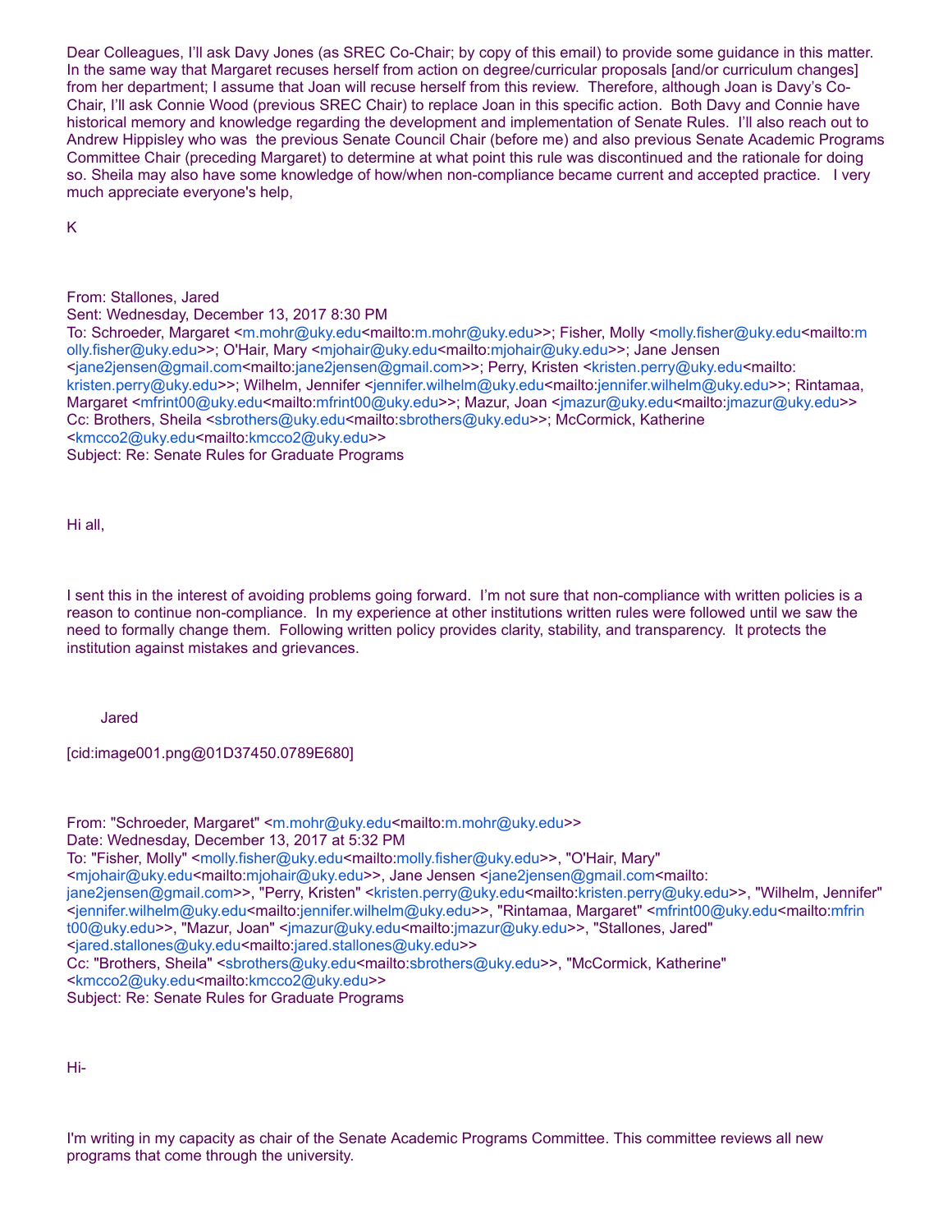Dear Colleagues, I'll ask Davy Jones (as SREC Co-Chair; by copy of this email) to provide some guidance in this matter. In the same way that Margaret recuses herself from action on degree/curricular proposals [and/or curriculum changes] from her department; I assume that Joan will recuse herself from this review. Therefore, although Joan is Davy's Co-Chair, I'll ask Connie Wood (previous SREC Chair) to replace Joan in this specific action. Both Davy and Connie have historical memory and knowledge regarding the development and implementation of Senate Rules. I'll also reach out to Andrew Hippisley who was the previous Senate Council Chair (before me) and also previous Senate Academic Programs Committee Chair (preceding Margaret) to determine at what point this rule was discontinued and the rationale for doing so. Sheila may also have some knowledge of how/when non-compliance became current and accepted practice. I very much appreciate everyone's help,

K

From: Stallones, Jared
Sent: Wednesday, December 13, 2017 8:30 PM
To: Schroeder, Margaret <m.mohr@uky.edu<mailto:m.mohr@uky.edu>>; Fisher, Molly <molly.fisher@uky.edu<mailto:molly.fisher@uky.edu>>; O'Hair, Mary <mjohair@uky.edu<mailto:mjohair@uky.edu>>; Jane Jensen <jane2jensen@gmail.com<mailto:jane2jensen@gmail.com>>; Perry, Kristen <kristen.perry@uky.edu<mailto:kristen.perry@uky.edu>>; Wilhelm, Jennifer <jennifer.wilhelm@uky.edu<mailto:jennifer.wilhelm@uky.edu>>; Rintamaa, Margaret <mfrint00@uky.edu<mailto:mfrint00@uky.edu>>; Mazur, Joan <jmazur@uky.edu<mailto:jmazur@uky.edu>>
Cc: Brothers, Sheila <sbrothers@uky.edu<mailto:sbrothers@uky.edu>>; McCormick, Katherine <kmcco2@uky.edu<mailto:kmcco2@uky.edu>>
Subject: Re: Senate Rules for Graduate Programs

Hi all,

I sent this in the interest of avoiding problems going forward. I'm not sure that non-compliance with written policies is a reason to continue non-compliance. In my experience at other institutions written rules were followed until we saw the need to formally change them. Following written policy provides clarity, stability, and transparency. It protects the institution against mistakes and grievances.

Jared

[cid:image001.png@01D37450.0789E680]

From: "Schroeder, Margaret" <m.mohr@uky.edu<mailto:m.mohr@uky.edu>>
Date: Wednesday, December 13, 2017 at 5:32 PM
To: "Fisher, Molly" <molly.fisher@uky.edu<mailto:molly.fisher@uky.edu>>, "O'Hair, Mary" <mjohair@uky.edu<mailto:mjohair@uky.edu>>, Jane Jensen <jane2jensen@gmail.com<mailto:jane2jensen@gmail.com>>, "Perry, Kristen" <kristen.perry@uky.edu<mailto:kristen.perry@uky.edu>>, "Wilhelm, Jennifer" <jennifer.wilhelm@uky.edu<mailto:jennifer.wilhelm@uky.edu>>, "Rintamaa, Margaret" <mfrint00@uky.edu<mailto:mfrint00@uky.edu>>, "Mazur, Joan" <jmazur@uky.edu<mailto:jmazur@uky.edu>>, "Stallones, Jared" <jared.stallones@uky.edu<mailto:jared.stallones@uky.edu>>
Cc: "Brothers, Sheila" <sbrothers@uky.edu<mailto:sbrothers@uky.edu>>, "McCormick, Katherine" <kmcco2@uky.edu<mailto:kmcco2@uky.edu>>
Subject: Re: Senate Rules for Graduate Programs

Hi-

I'm writing in my capacity as chair of the Senate Academic Programs Committee. This committee reviews all new programs that come through the university.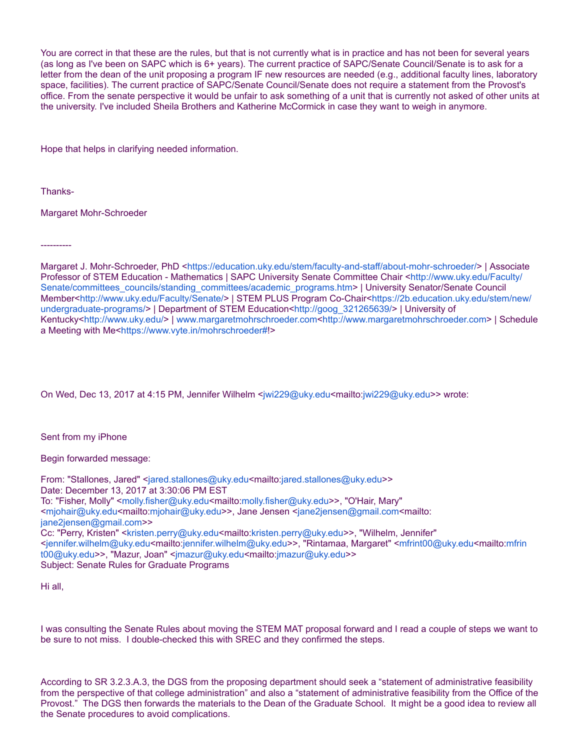You are correct in that these are the rules, but that is not currently what is in practice and has not been for several years (as long as I've been on SAPC which is 6+ years). The current practice of SAPC/Senate Council/Senate is to ask for a letter from the dean of the unit proposing a program IF new resources are needed (e.g., additional faculty lines, laboratory space, facilities). The current practice of SAPC/Senate Council/Senate does not require a statement from the Provost's office. From the senate perspective it would be unfair to ask something of a unit that is currently not asked of other units at the university. I've included Sheila Brothers and Katherine McCormick in case they want to weigh in anymore.

Hope that helps in clarifying needed information.

Thanks-

Margaret Mohr-Schroeder

----------

Margaret J. Mohr-Schroeder, PhD <https://education.uky.edu/stem/faculty-and-staff/about-mohr-schroeder/> | Associate Professor of STEM Education - Mathematics | SAPC University Senate Committee Chair <http://www.uky.edu/Faculty/Senate/committees_councils/standing_committees/academic_programs.htm> | University Senator/Senate Council Member<http://www.uky.edu/Faculty/Senate/> | STEM PLUS Program Co-Chair<https://2b.education.uky.edu/stem/new/undergraduate-programs/> | Department of STEM Education<http://goog_321265639/> | University of Kentucky<http://www.uky.edu/> | www.margaretmohrschroeder.com<http://www.margaretmohrschroeder.com> | Schedule a Meeting with Me<https://www.vyte.in/mohrschroeder#!>

On Wed, Dec 13, 2017 at 4:15 PM, Jennifer Wilhelm <jwi229@uky.edu<mailto:jwi229@uky.edu>> wrote:

Sent from my iPhone

Begin forwarded message:

From: "Stallones, Jared" <jared.stallones@uky.edu<mailto:jared.stallones@uky.edu>>
Date: December 13, 2017 at 3:30:06 PM EST
To: "Fisher, Molly" <molly.fisher@uky.edu<mailto:molly.fisher@uky.edu>>, "O'Hair, Mary" <mjohair@uky.edu<mailto:mjohair@uky.edu>>, Jane Jensen <jane2jensen@gmail.com<mailto:jane2jensen@gmail.com>>
Cc: "Perry, Kristen" <kristen.perry@uky.edu<mailto:kristen.perry@uky.edu>>, "Wilhelm, Jennifer" <jennifer.wilhelm@uky.edu<mailto:jennifer.wilhelm@uky.edu>>, "Rintamaa, Margaret" <mfrint00@uky.edu<mailto:mfrint00@uky.edu>>, "Mazur, Joan" <jmazur@uky.edu<mailto:jmazur@uky.edu>>
Subject: Senate Rules for Graduate Programs

Hi all,

I was consulting the Senate Rules about moving the STEM MAT proposal forward and I read a couple of steps we want to be sure to not miss. I double-checked this with SREC and they confirmed the steps.

According to SR 3.2.3.A.3, the DGS from the proposing department should seek a "statement of administrative feasibility from the perspective of that college administration" and also a "statement of administrative feasibility from the Office of the Provost." The DGS then forwards the materials to the Dean of the Graduate School. It might be a good idea to review all the Senate procedures to avoid complications.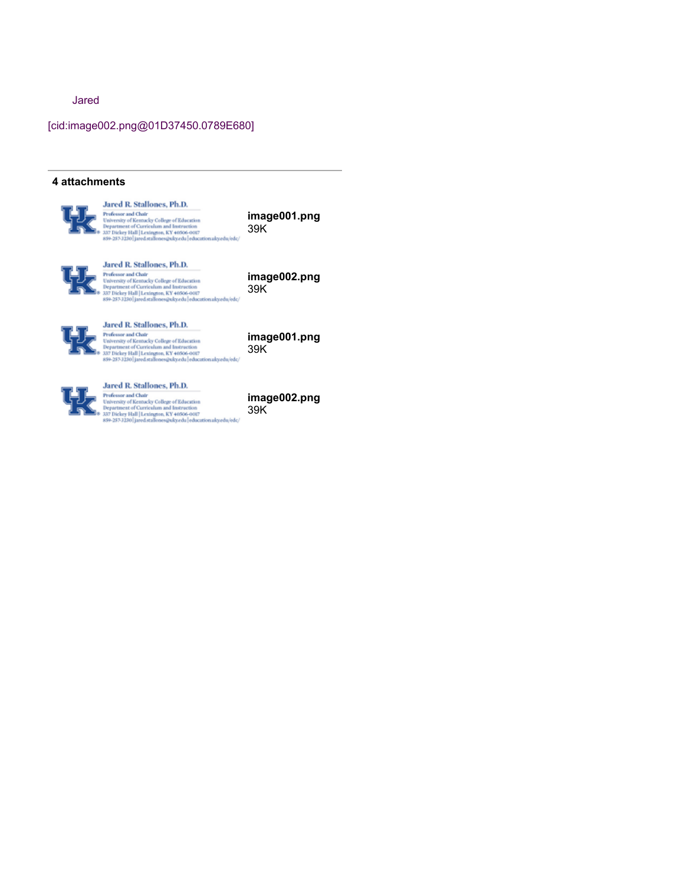Jared

[cid:image002.png@01D37450.0789E680]

---

**4 attachments**

Jared R. Stallones, Ph.D.
Professor and Chair
University of Kentucky College of Education
Department of Curriculum and Instruction
337 Dickey Hall | Lexington, KY 40506-0017
859-257-3230 | jared.stallones@uky.edu | education.uky.edu/edc/

**image001.png**
39K

Jared R. Stallones, Ph.D.
Professor and Chair
University of Kentucky College of Education
Department of Curriculum and Instruction
337 Dickey Hall | Lexington, KY 40506-0017
859-257-3230 | jared.stallones@uky.edu | education.uky.edu/edc/

**image002.png**
39K

Jared R. Stallones, Ph.D.
Professor and Chair
University of Kentucky College of Education
Department of Curriculum and Instruction
337 Dickey Hall | Lexington, KY 40506-0017
859-257-3230 | jared.stallones@uky.edu | education.uky.edu/edc/

**image001.png**
39K

Jared R. Stallones, Ph.D.
Professor and Chair
University of Kentucky College of Education
Department of Curriculum and Instruction
337 Dickey Hall | Lexington, KY 40506-0017
859-257-3230 | jared.stallones@uky.edu | education.uky.edu/edc/

**image002.png**
39K